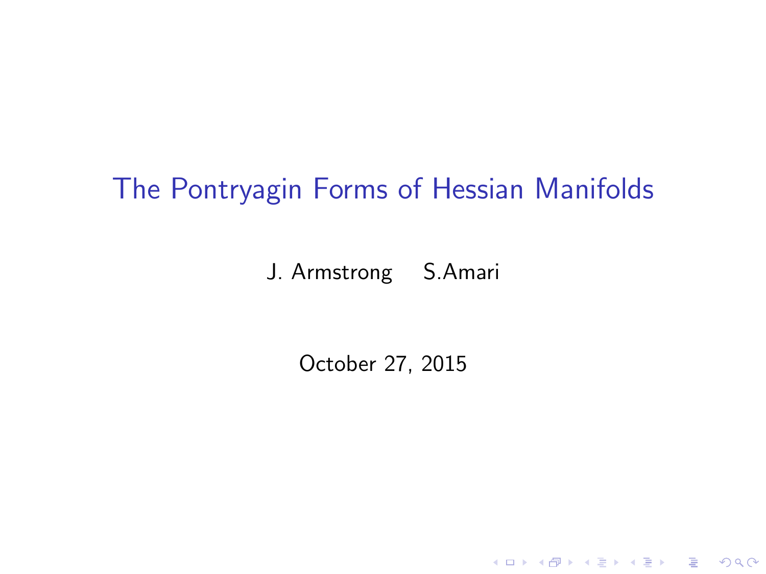# The Pontryagin Forms of Hessian Manifolds

J. Armstrong S.Amari

October 27, 2015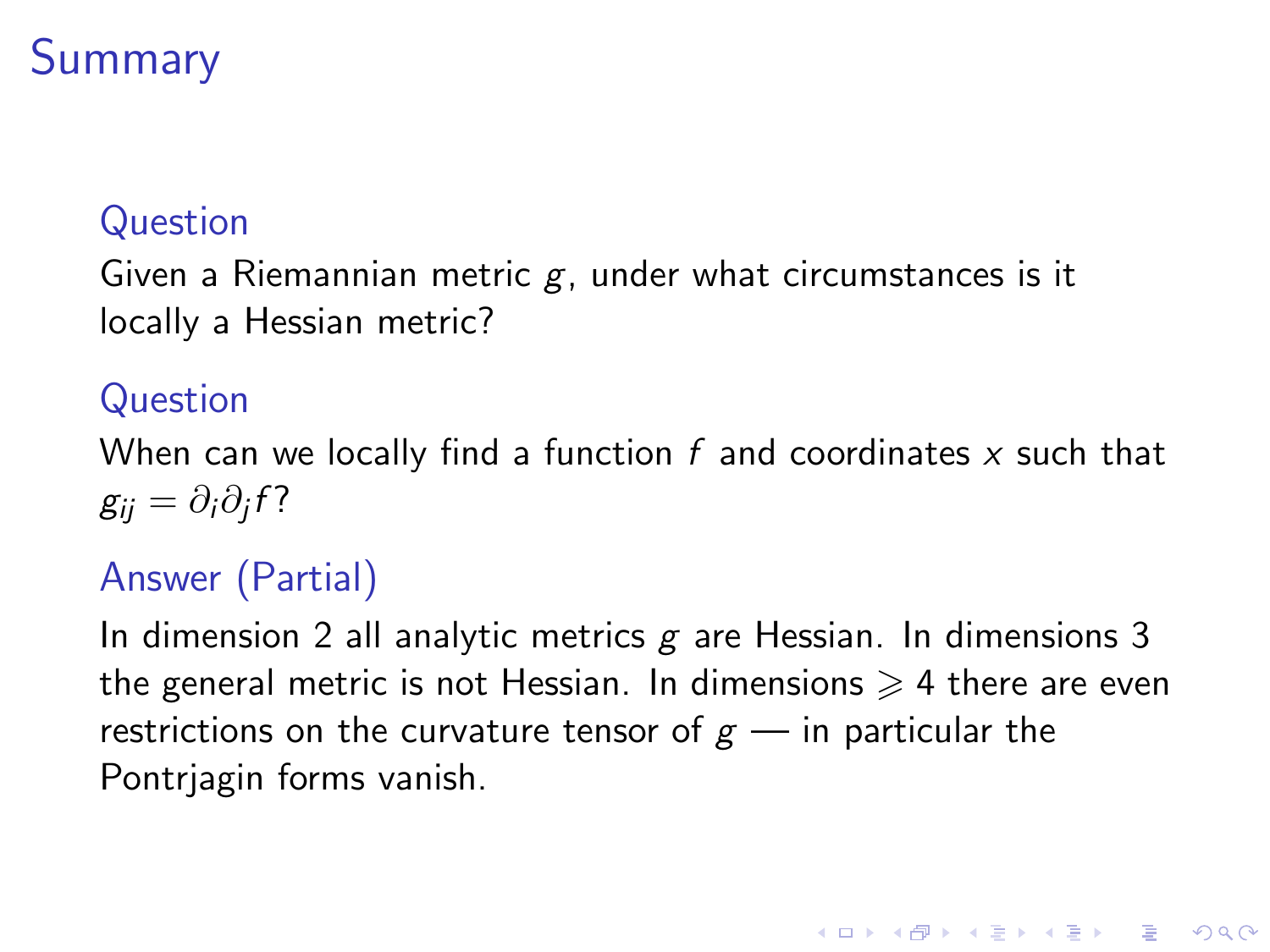# Summary

### Question

Given a Riemannian metric $g$, under what circumstances is it locally a Hessian metric?

### Question

When can we locally find a function $f$ and coordinates $x$ such that $g_{ij} = \partial_i \partial_j f$?

### Answer (Partial)

In dimension 2 all analytic metrics $g$ are Hessian. In dimensions 3 the general metric is not Hessian. In dimensions $\geqslant 4$ there are even restrictions on the curvature tensor of $g$ — in particular the Pontrjagin forms vanish.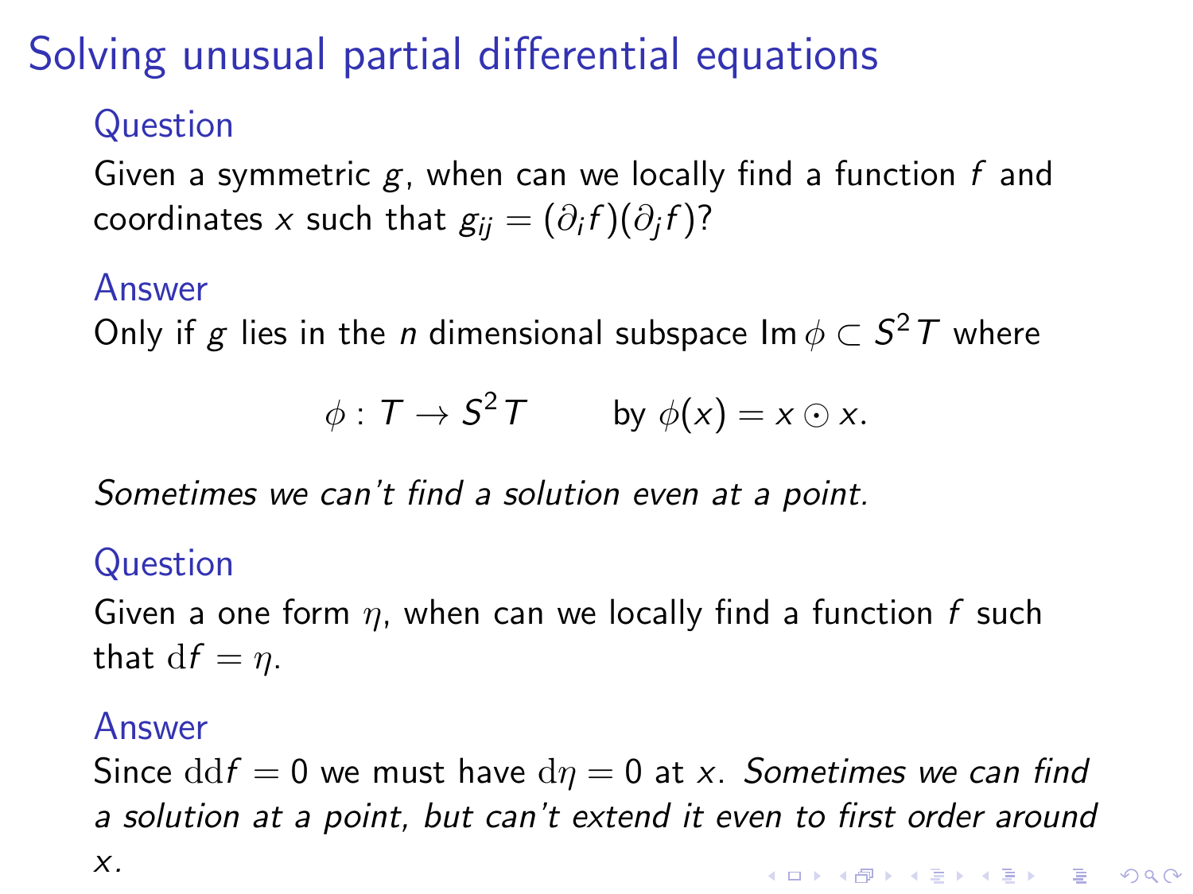# Solving unusual partial differential equations

### Question

Given a symmetric $g$, when can we locally find a function $f$ and coordinates $x$ such that $g_{ij} = (\partial_i f)(\partial_j f)$?

### Answer

Only if $g$ lies in the $n$ dimensional subspace $\operatorname{Im} \phi \subset S^2 T$ where

$$\phi : T \to S^2 T \qquad \text{by } \phi(x) = x \odot x.$$

*Sometimes we can't find a solution even at a point.*

### Question

Given a one form $\eta$, when can we locally find a function $f$ such that $\mathrm{d}f = \eta$.

### Answer

Since $\mathrm{dd}f = 0$ we must have $\mathrm{d}\eta = 0$ at $x$. *Sometimes we can find a solution at a point, but can't extend it even to first order around $x$.*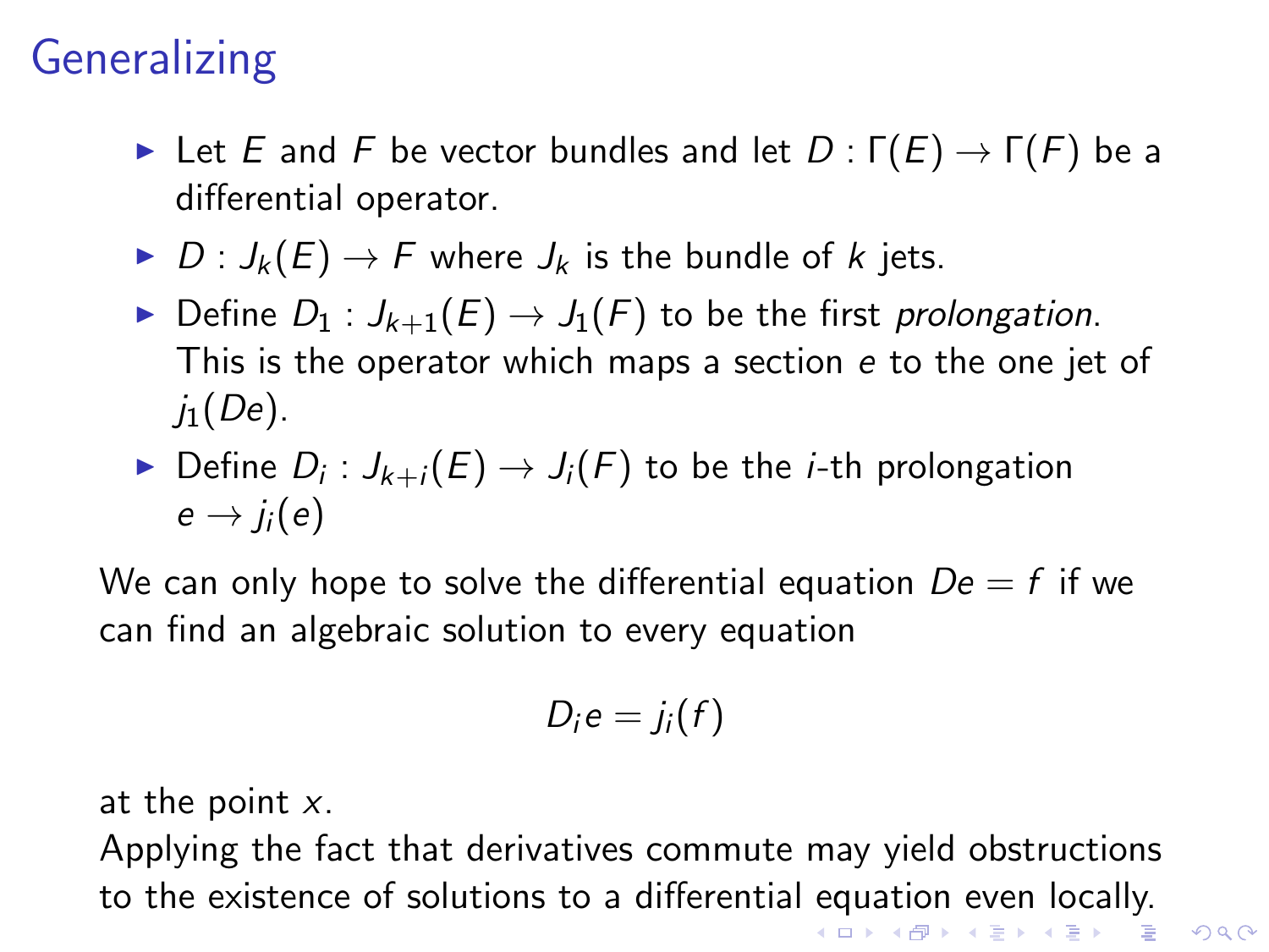# Generalizing

- Let $E$ and $F$ be vector bundles and let $D : \Gamma(E) \to \Gamma(F)$ be a differential operator.
- $D : J_k(E) \to F$ where $J_k$ is the bundle of $k$ jets.
- Define $D_1 : J_{k+1}(E) \to J_1(F)$ to be the first *prolongation*. This is the operator which maps a section $e$ to the one jet of $j_1(De)$.
- Define $D_i : J_{k+i}(E) \to J_i(F)$ to be the $i$-th prolongation $e \to j_i(e)$

We can only hope to solve the differential equation $De = f$ if we can find an algebraic solution to every equation

$$D_i e = j_i(f)$$

at the point $x$.

Applying the fact that derivatives commute may yield obstructions to the existence of solutions to a differential equation even locally.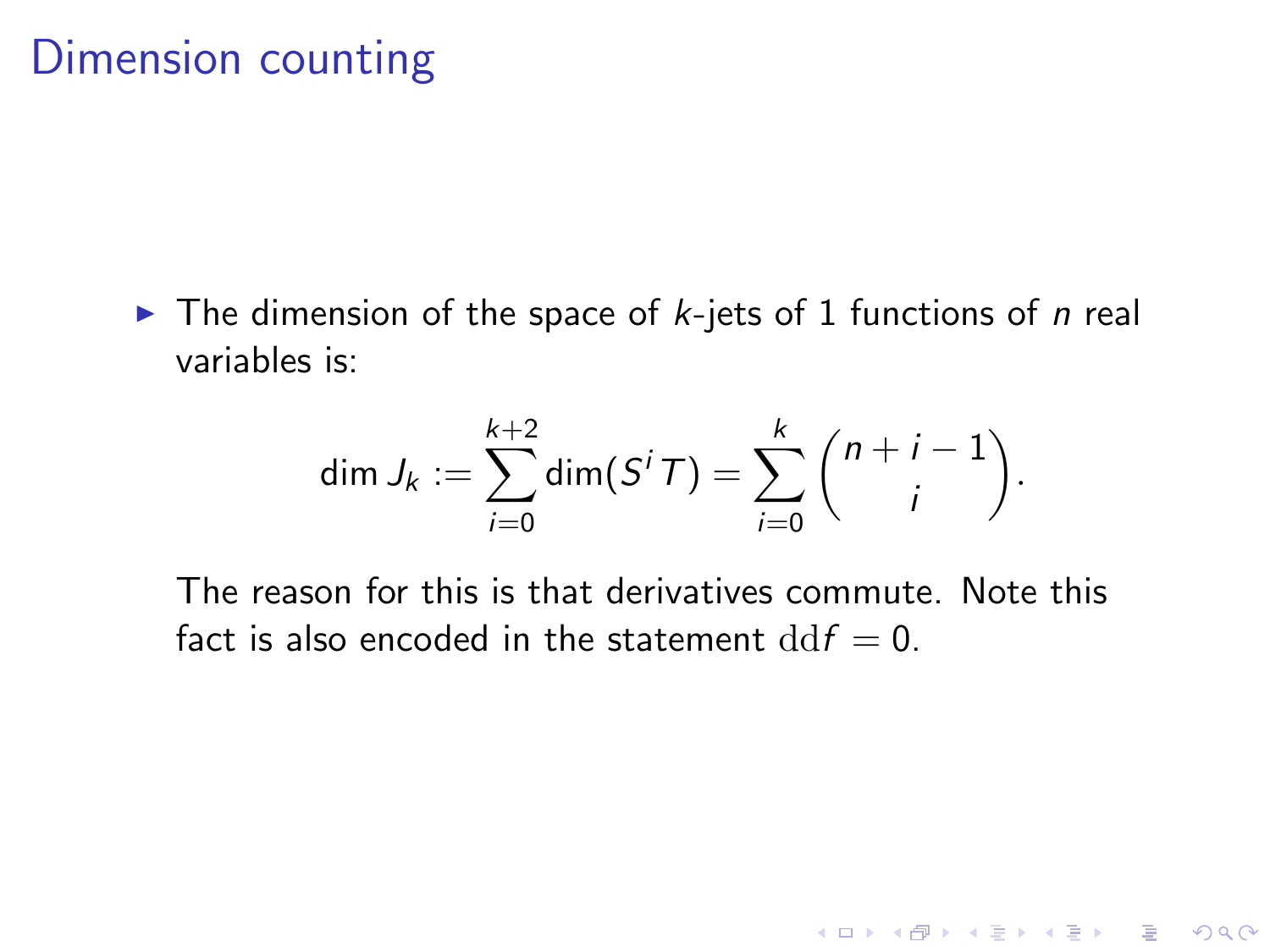# Dimension counting

- The dimension of the space of $k$-jets of 1 functions of $n$ real variables is:

$$\dim J_k := \sum_{i=0}^{k+2} \dim(S^i T) = \sum_{i=0}^{k} \binom{n+i-1}{i}.$$

The reason for this is that derivatives commute. Note this fact is also encoded in the statement $\mathrm{dd}f = 0$.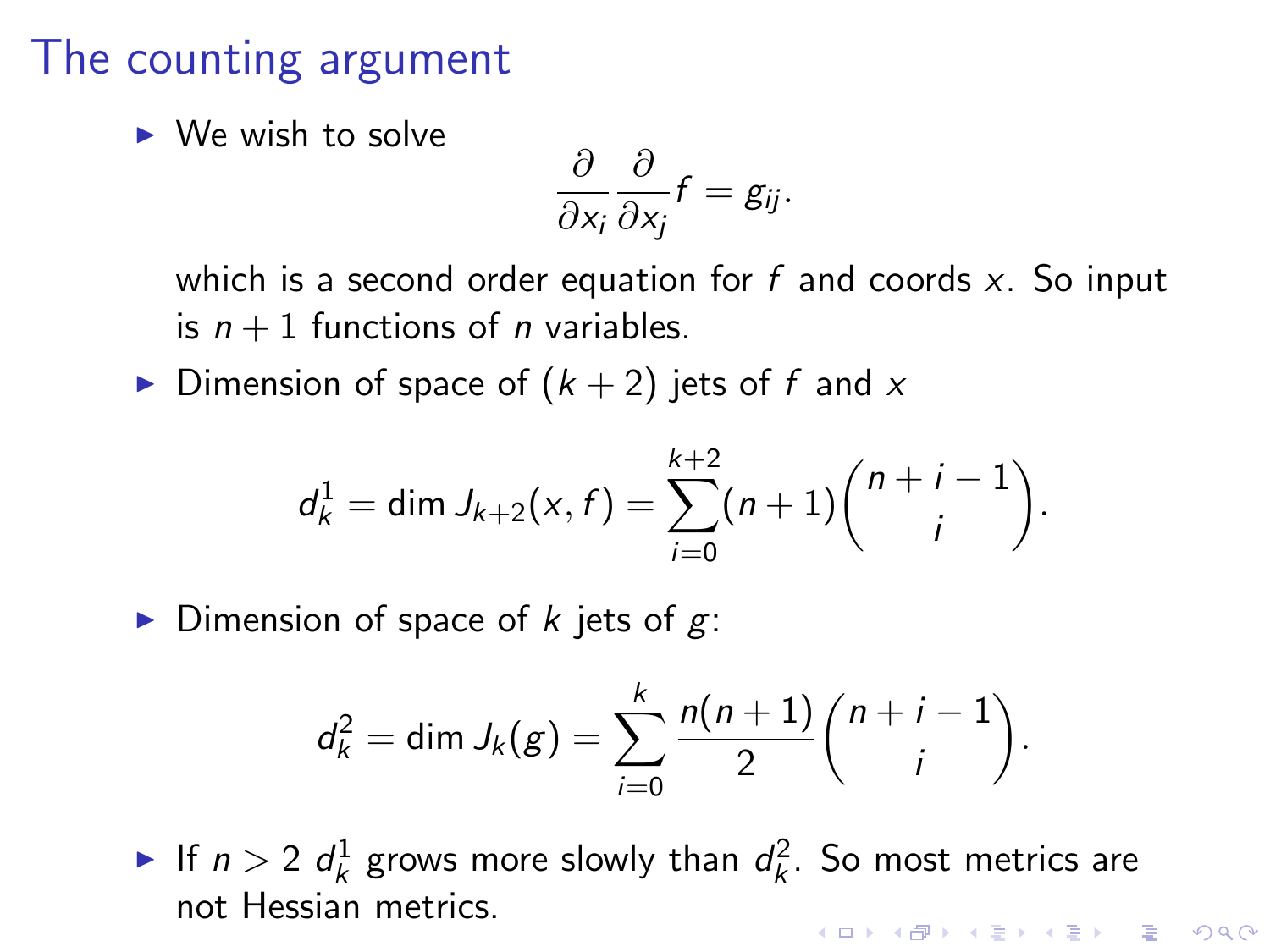# The counting argument

- We wish to solve

$$\frac{\partial}{\partial x_i}\frac{\partial}{\partial x_j} f = g_{ij}.$$

  which is a second order equation for $f$ and coords $x$. So input is $n+1$ functions of $n$ variables.

- Dimension of space of $(k+2)$ jets of $f$ and $x$

$$d_k^1 = \dim J_{k+2}(x,f) = \sum_{i=0}^{k+2} (n+1)\binom{n+i-1}{i}.$$

- Dimension of space of $k$ jets of $g$:

$$d_k^2 = \dim J_k(g) = \sum_{i=0}^{k} \frac{n(n+1)}{2}\binom{n+i-1}{i}.$$

- If $n > 2$ $d_k^1$ grows more slowly than $d_k^2$. So most metrics are not Hessian metrics.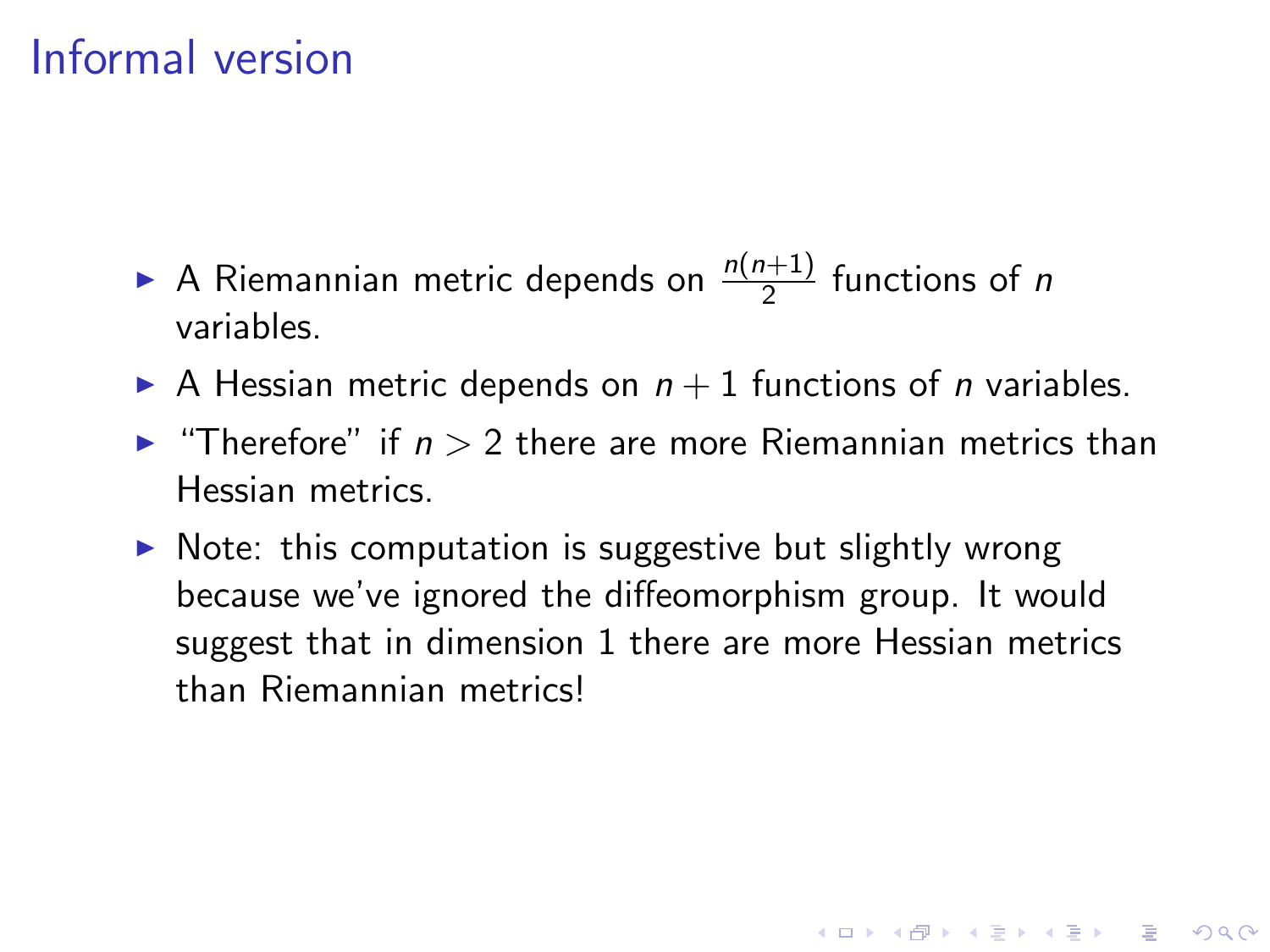# Informal version

- A Riemannian metric depends on $\frac{n(n+1)}{2}$ functions of $n$ variables.
- A Hessian metric depends on $n+1$ functions of $n$ variables.
- "Therefore" if $n > 2$ there are more Riemannian metrics than Hessian metrics.
- Note: this computation is suggestive but slightly wrong because we've ignored the diffeomorphism group. It would suggest that in dimension 1 there are more Hessian metrics than Riemannian metrics!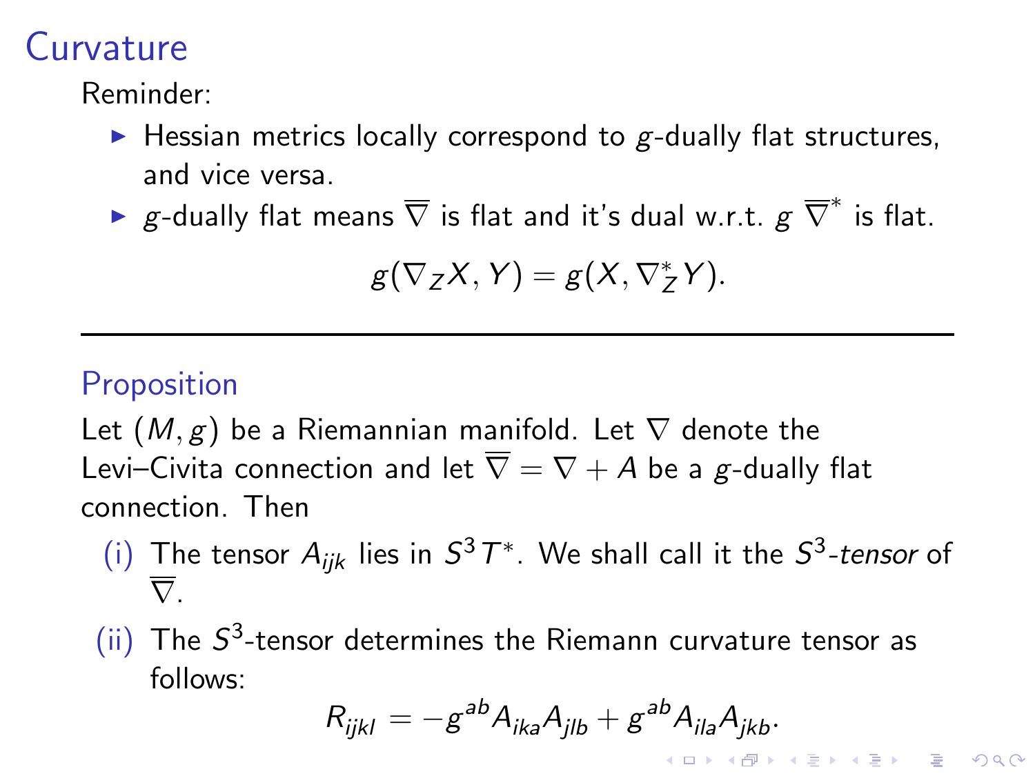# Curvature

Reminder:

- Hessian metrics locally correspond to $g$-dually flat structures, and vice versa.
- $g$-dually flat means $\overline{\nabla}$ is flat and it's dual w.r.t. $g$ $\overline{\nabla}^*$ is flat.

$$g(\nabla_Z X, Y) = g(X, \nabla^*_Z Y).$$

---

### Proposition

Let $(M, g)$ be a Riemannian manifold. Let $\nabla$ denote the Levi–Civita connection and let $\overline{\nabla} = \nabla + A$ be a $g$-dually flat connection. Then

(i) The tensor $A_{ijk}$ lies in $S^3 T^*$. We shall call it the *$S^3$-tensor* of $\overline{\nabla}$.

(ii) The $S^3$-tensor determines the Riemann curvature tensor as follows:

$$R_{ijkl} = -g^{ab} A_{ika} A_{jlb} + g^{ab} A_{ila} A_{jkb}.$$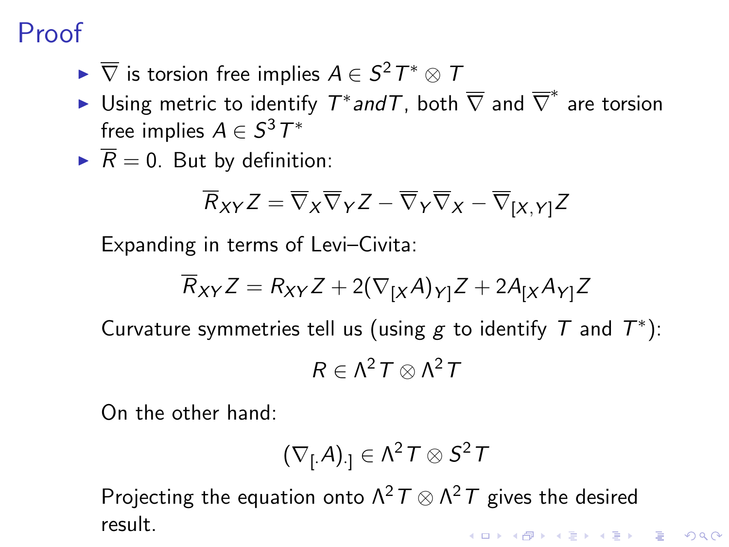# Proof

- $\overline{\nabla}$ is torsion free implies $A \in S^2 T^* \otimes T$
- Using metric to identify $T^* and T$, both $\overline{\nabla}$ and $\overline{\nabla}^*$ are torsion free implies $A \in S^3 T^*$
- $\overline{R} = 0$. But by definition:

  $$\overline{R}_{XY} Z = \overline{\nabla}_X \overline{\nabla}_Y Z - \overline{\nabla}_Y \overline{\nabla}_X - \overline{\nabla}_{[X,Y]} Z$$

  Expanding in terms of Levi–Civita:

  $$\overline{R}_{XY} Z = R_{XY} Z + 2(\nabla_{[X} A)_{Y]} Z + 2A_{[X} A_{Y]} Z$$

  Curvature symmetries tell us (using $g$ to identify $T$ and $T^*$):

  $$R \in \Lambda^2 T \otimes \Lambda^2 T$$

  On the other hand:

  $$(\nabla_{[.} A)_{.]} \in \Lambda^2 T \otimes S^2 T$$

  Projecting the equation onto $\Lambda^2 T \otimes \Lambda^2 T$ gives the desired result.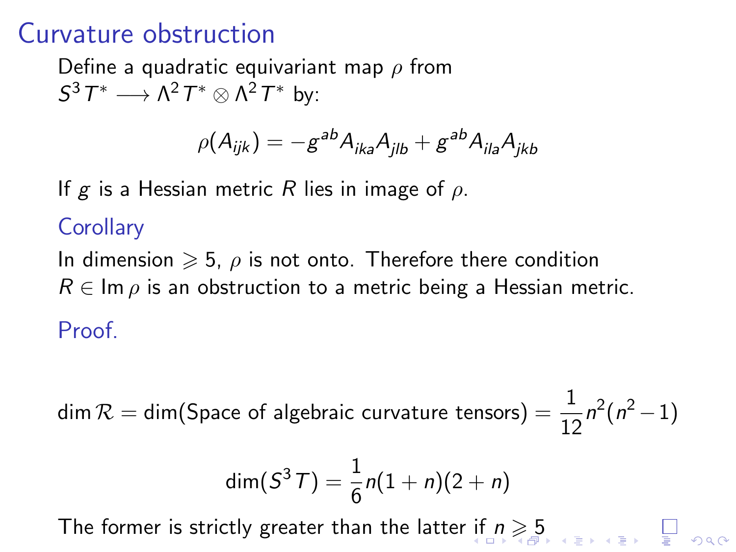## Curvature obstruction

Define a quadratic equivariant map $\rho$ from $S^3 T^* \longrightarrow \Lambda^2 T^* \otimes \Lambda^2 T^*$ by:

$$\rho(A_{ijk}) = -g^{ab} A_{ika} A_{jlb} + g^{ab} A_{ila} A_{jkb}$$

If $g$ is a Hessian metric $R$ lies in image of $\rho$.

### Corollary

In dimension $\geqslant 5$, $\rho$ is not onto. Therefore there condition $R \in \operatorname{Im} \rho$ is an obstruction to a metric being a Hessian metric.

### Proof.

$$\dim \mathcal{R} = \dim(\text{Space of algebraic curvature tensors}) = \frac{1}{12} n^2 (n^2 - 1)$$

$$\dim(S^3 T) = \frac{1}{6} n(1+n)(2+n)$$

The former is strictly greater than the latter if $n \geqslant 5$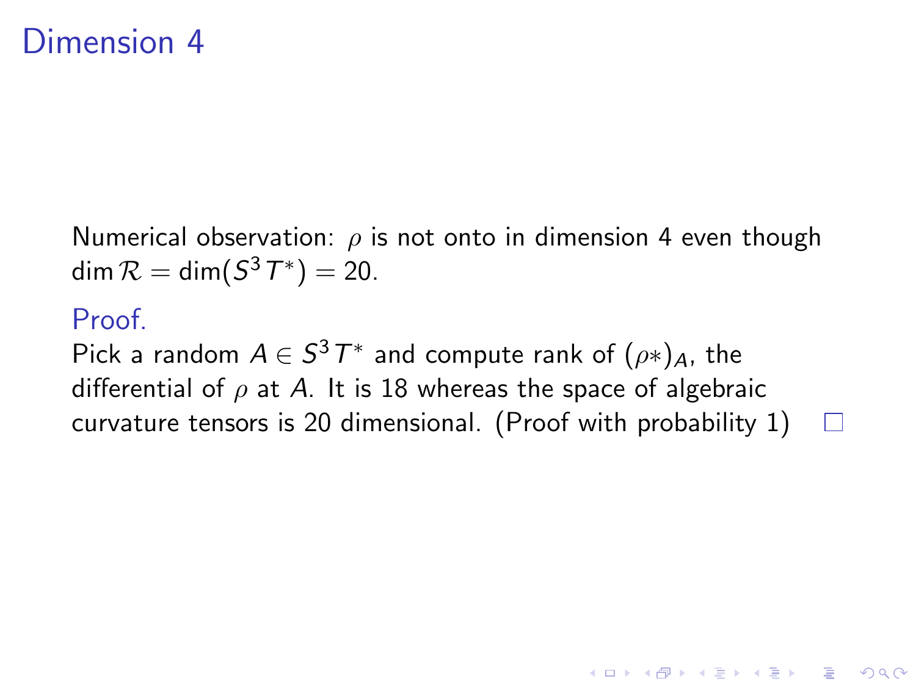# Dimension 4

Numerical observation: $\rho$ is not onto in dimension 4 even though $\dim \mathcal{R} = \dim(S^3 T^*) = 20$.

**Proof.**

Pick a random $A \in S^3 T^*$ and compute rank of $(\rho*)_A$, the differential of $\rho$ at $A$. It is 18 whereas the space of algebraic curvature tensors is 20 dimensional. (Proof with probability 1) □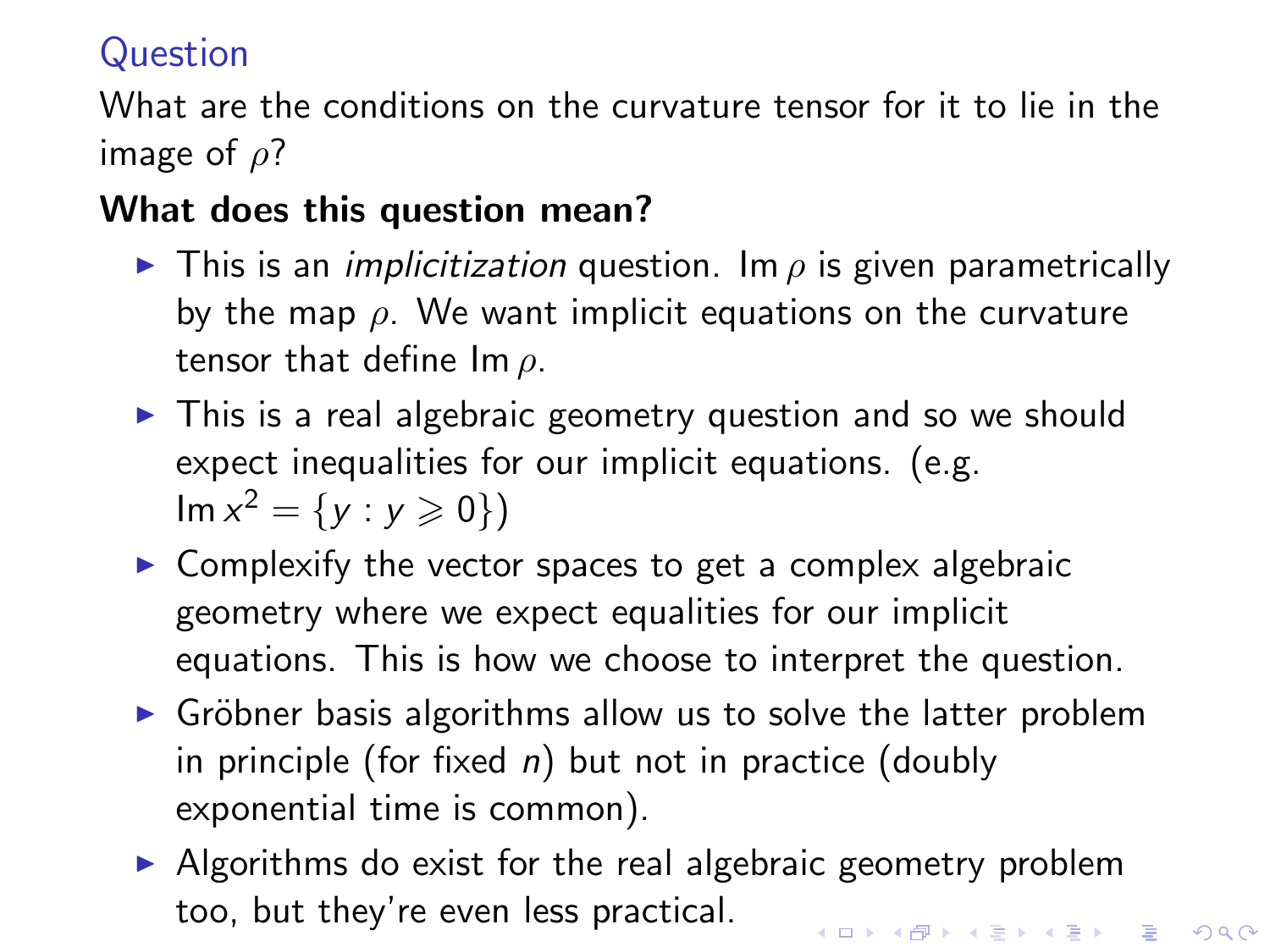## Question

What are the conditions on the curvature tensor for it to lie in the image of $\rho$?

**What does this question mean?**

- This is an *implicitization* question. $\operatorname{Im} \rho$ is given parametrically by the map $\rho$. We want implicit equations on the curvature tensor that define $\operatorname{Im} \rho$.
- This is a real algebraic geometry question and so we should expect inequalities for our implicit equations. (e.g. $\operatorname{Im} x^2 = \{y : y \geqslant 0\}$)
- Complexify the vector spaces to get a complex algebraic geometry where we expect equalities for our implicit equations. This is how we choose to interpret the question.
- Gröbner basis algorithms allow us to solve the latter problem in principle (for fixed $n$) but not in practice (doubly exponential time is common).
- Algorithms do exist for the real algebraic geometry problem too, but they're even less practical.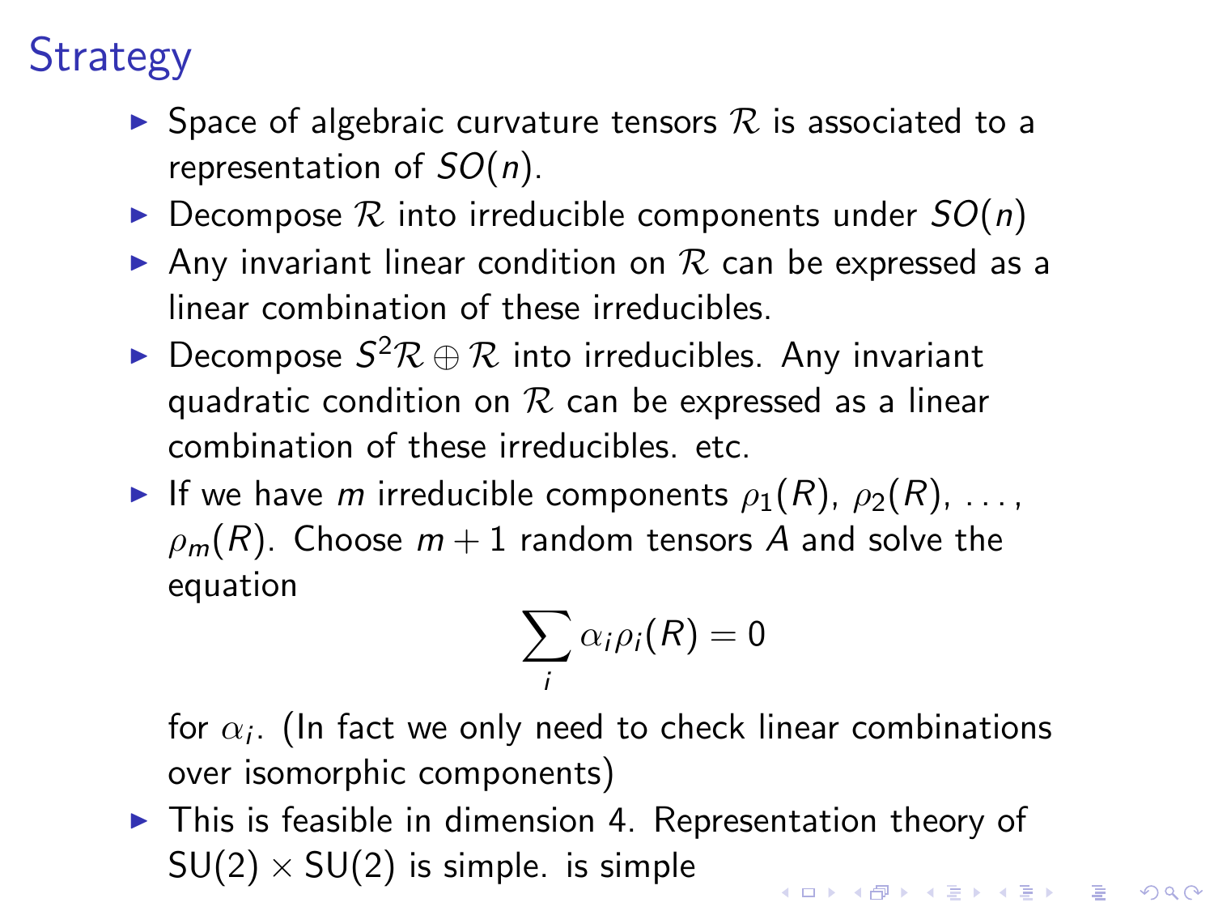# Strategy

- Space of algebraic curvature tensors $\mathcal{R}$ is associated to a representation of $SO(n)$.
- Decompose $\mathcal{R}$ into irreducible components under $SO(n)$
- Any invariant linear condition on $\mathcal{R}$ can be expressed as a linear combination of these irreducibles.
- Decompose $S^2\mathcal{R} \oplus \mathcal{R}$ into irreducibles. Any invariant quadratic condition on $\mathcal{R}$ can be expressed as a linear combination of these irreducibles. etc.
- If we have $m$ irreducible components $\rho_1(R)$, $\rho_2(R)$, $\ldots$, $\rho_m(R)$. Choose $m+1$ random tensors $A$ and solve the equation

$$\sum_i \alpha_i \rho_i(R) = 0$$

  for $\alpha_i$. (In fact we only need to check linear combinations over isomorphic components)
- This is feasible in dimension 4. Representation theory of $\mathrm{SU}(2) \times \mathrm{SU}(2)$ is simple. is simple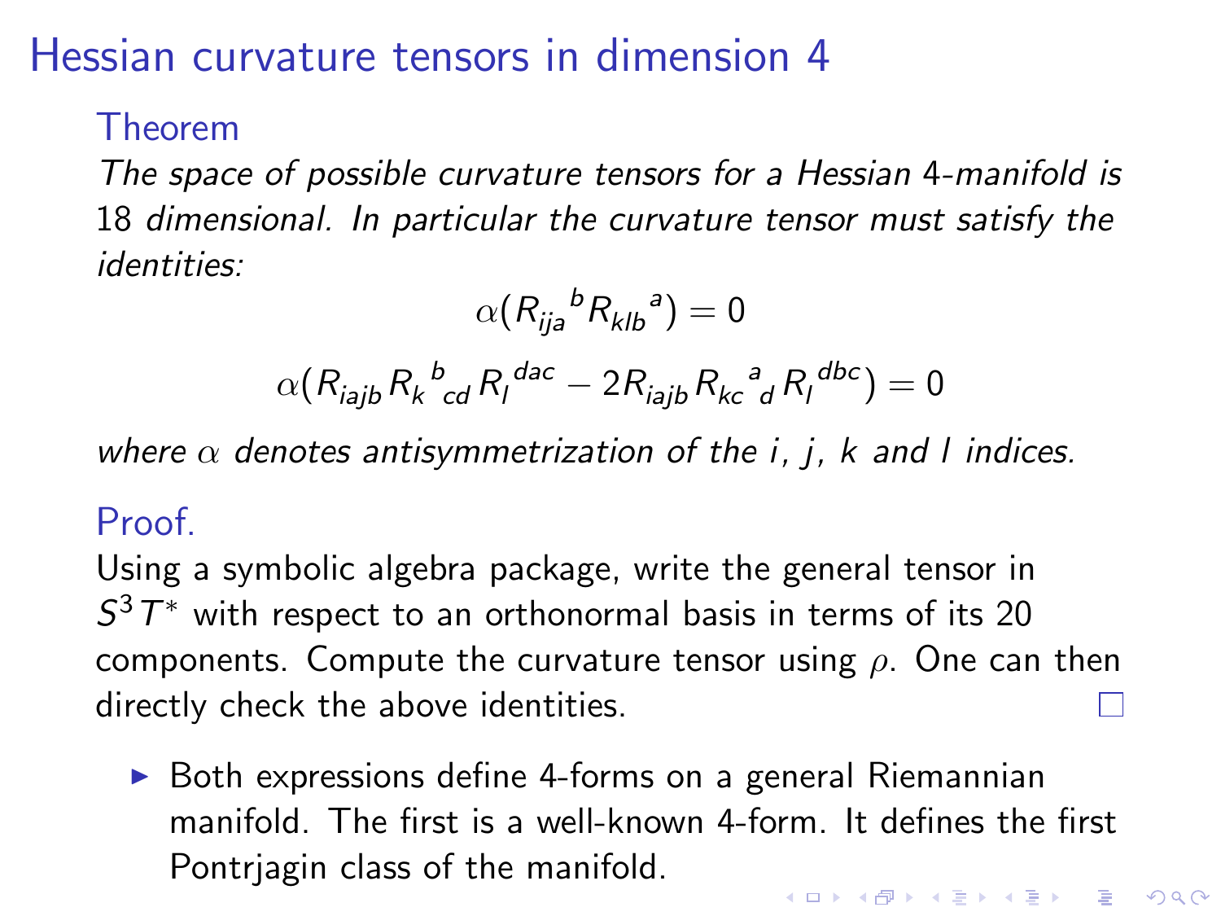# Hessian curvature tensors in dimension 4

**Theorem**

*The space of possible curvature tensors for a Hessian 4-manifold is 18 dimensional. In particular the curvature tensor must satisfy the identities:*

$$\alpha({R_{ija}}^{b}{R_{klb}}^{a}) = 0$$

$$\alpha(R_{iajb}{R_{k}}^{b}{}_{cd}{R_{l}}^{dac} - 2R_{iajb}{R_{kc}}^{a}{}_{d}{R_{l}}^{dbc}) = 0$$

*where $\alpha$ denotes antisymmetrization of the $i$, $j$, $k$ and $l$ indices.*

**Proof.**

Using a symbolic algebra package, write the general tensor in $S^3 T^*$ with respect to an orthonormal basis in terms of its 20 components. Compute the curvature tensor using $\rho$. One can then directly check the above identities. □

- Both expressions define 4-forms on a general Riemannian manifold. The first is a well-known 4-form. It defines the first Pontrjagin class of the manifold.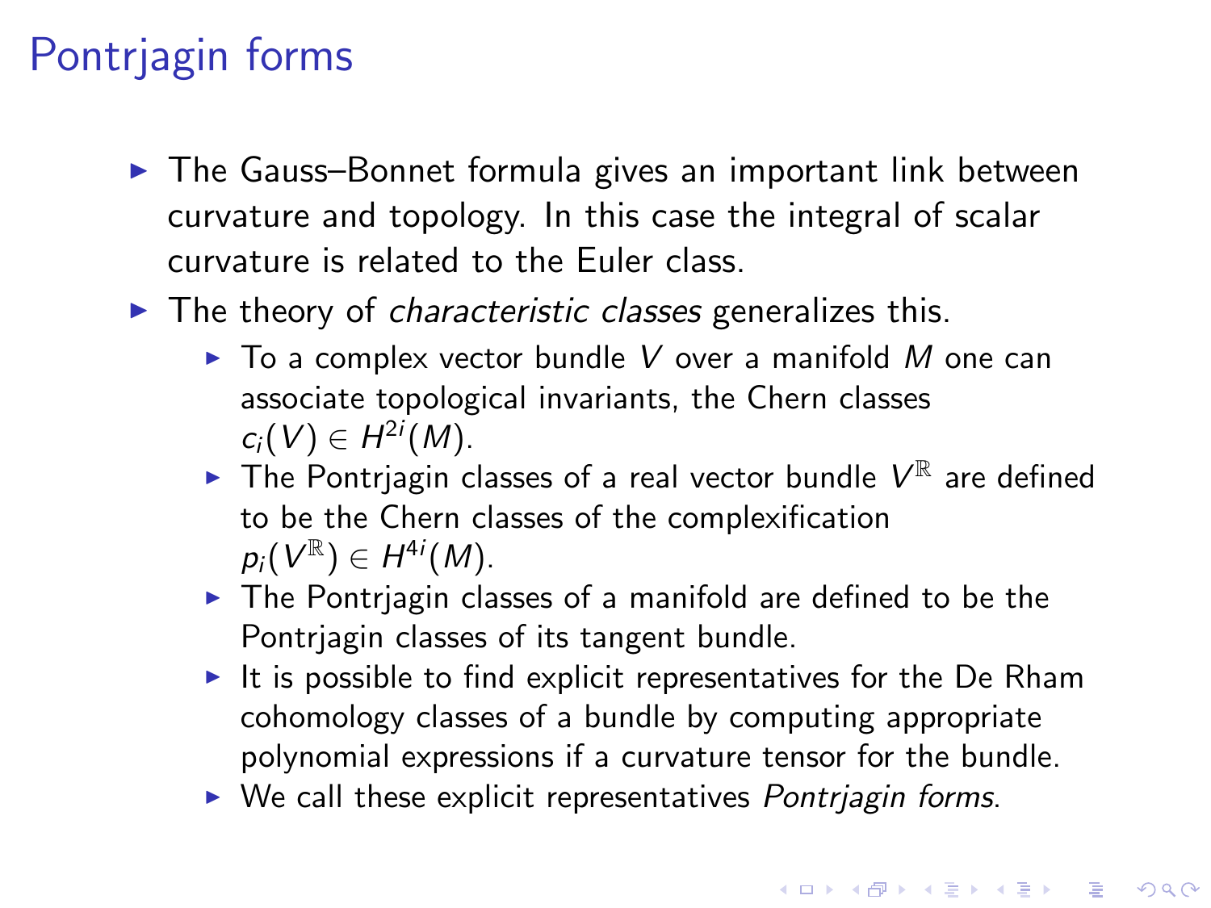# Pontrjagin forms

- The Gauss–Bonnet formula gives an important link between curvature and topology. In this case the integral of scalar curvature is related to the Euler class.
- The theory of *characteristic classes* generalizes this.
  - To a complex vector bundle $V$ over a manifold $M$ one can associate topological invariants, the Chern classes $c_i(V) \in H^{2i}(M)$.
  - The Pontrjagin classes of a real vector bundle $V^{\mathbb{R}}$ are defined to be the Chern classes of the complexification $p_i(V^{\mathbb{R}}) \in H^{4i}(M)$.
  - The Pontrjagin classes of a manifold are defined to be the Pontrjagin classes of its tangent bundle.
  - It is possible to find explicit representatives for the De Rham cohomology classes of a bundle by computing appropriate polynomial expressions if a curvature tensor for the bundle.
  - We call these explicit representatives *Pontrjagin forms*.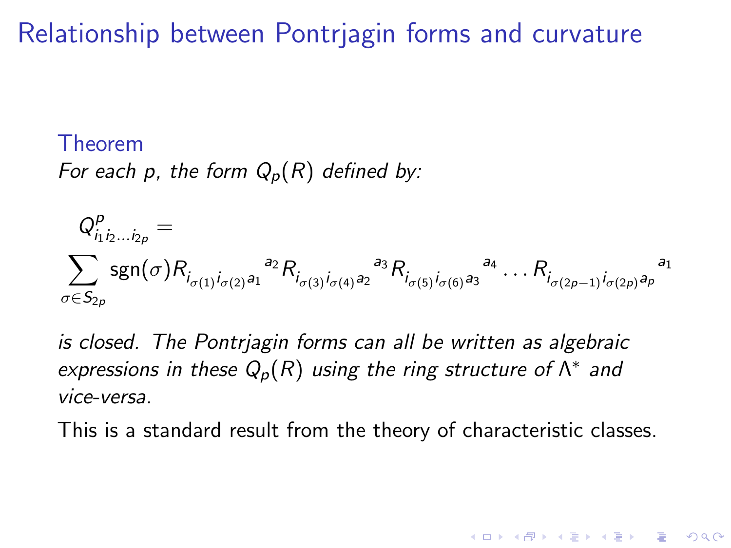# Relationship between Pontrjagin forms and curvature

**Theorem**

*For each $p$, the form $Q_p(R)$ defined by:*

$$
Q^p_{i_1 i_2 \ldots i_{2p}} = \sum_{\sigma \in S_{2p}} \operatorname{sgn}(\sigma) R_{i_{\sigma(1)} i_{\sigma(2)} a_1}{}^{a_2} R_{i_{\sigma(3)} i_{\sigma(4)} a_2}{}^{a_3} R_{i_{\sigma(5)} i_{\sigma(6)} a_3}{}^{a_4} \ldots R_{i_{\sigma(2p-1)} i_{\sigma(2p)} a_p}{}^{a_1}
$$

*is closed. The Pontrjagin forms can all be written as algebraic expressions in these $Q_p(R)$ using the ring structure of $\Lambda^*$ and vice-versa.*

This is a standard result from the theory of characteristic classes.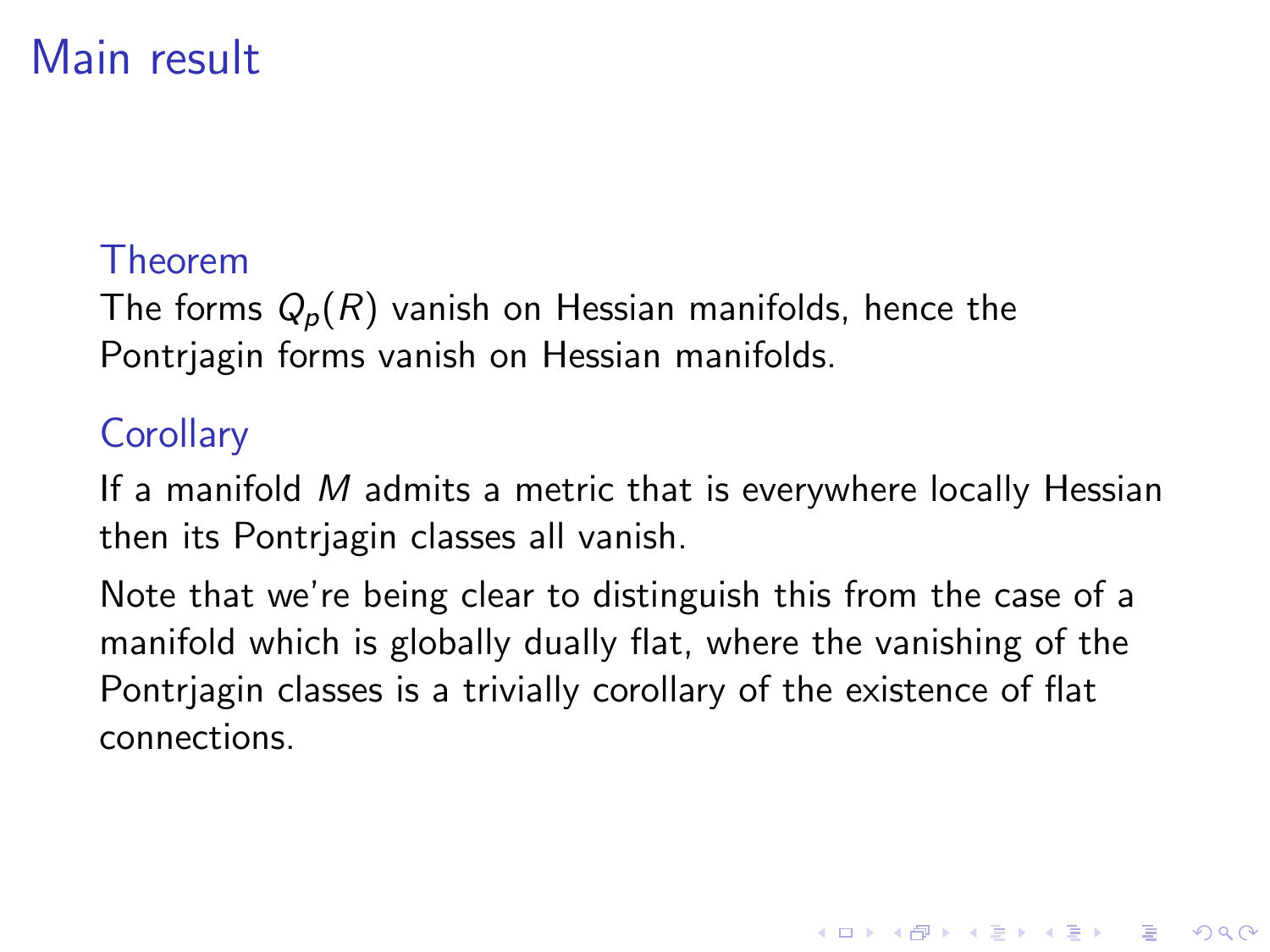# Main result

### Theorem

The forms $Q_p(R)$ vanish on Hessian manifolds, hence the Pontrjagin forms vanish on Hessian manifolds.

### Corollary

If a manifold $M$ admits a metric that is everywhere locally Hessian then its Pontrjagin classes all vanish.

Note that we're being clear to distinguish this from the case of a manifold which is globally dually flat, where the vanishing of the Pontrjagin classes is a trivially corollary of the existence of flat connections.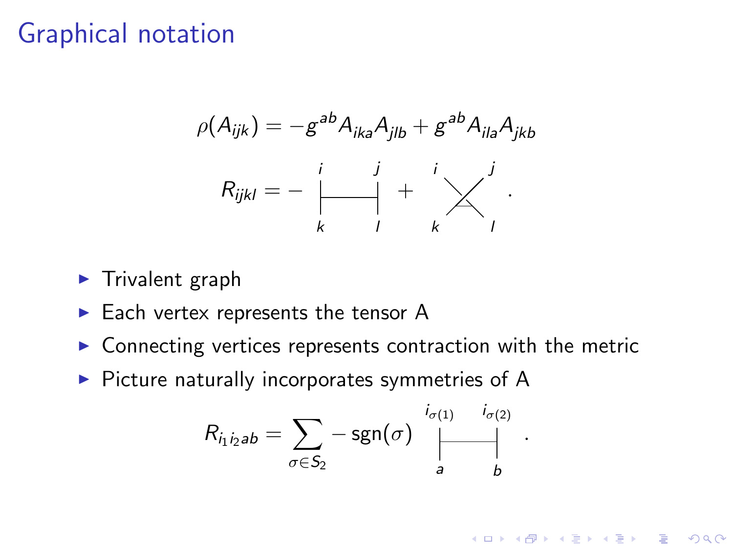# Graphical notation

$$\rho(A_{ijk}) = -g^{ab}A_{ika}A_{jlb} + g^{ab}A_{ila}A_{jkb}$$

$$R_{ijkl} = - \begin{matrix} i & & j \\ | & \text{—} & | \\ k & & l \end{matrix} + \begin{matrix} i & & j \\ & \times & \\ k & & l \end{matrix} .$$

- Trivalent graph
- Each vertex represents the tensor A
- Connecting vertices represents contraction with the metric
- Picture naturally incorporates symmetries of A

$$R_{i_1 i_2 ab} = \sum_{\sigma \in S_2} - \operatorname{sgn}(\sigma) \begin{matrix} i_{\sigma(1)} & & i_{\sigma(2)} \\ | & \text{—} & | \\ a & & b \end{matrix} .$$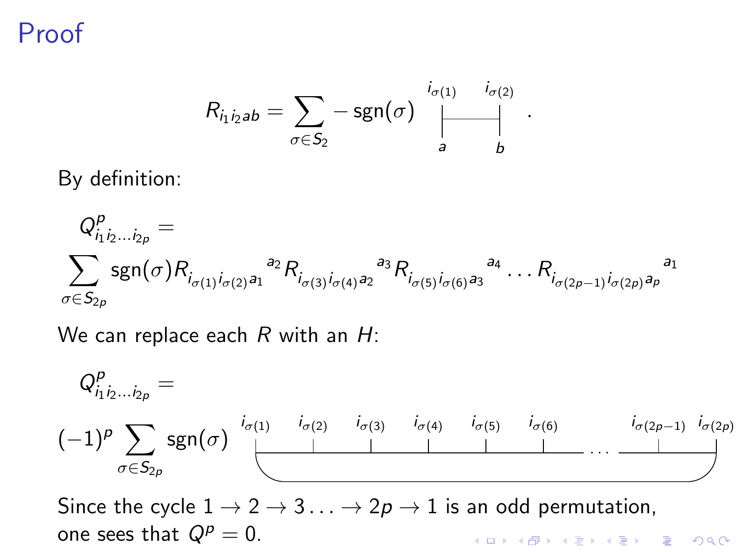# Proof

$$R_{i_1 i_2 ab} = \sum_{\sigma \in S_2} -\operatorname{sgn}(\sigma) \quad \begin{array}{c} i_{\sigma(1)} \quad\quad i_{\sigma(2)} \\ \vdash\!\!\!\longrightarrow\!\!\!\dashv \\ a \quad\quad\quad b \end{array} .$$

By definition:

$$Q^p_{i_1 i_2 \dots i_{2p}} =$$
$$\sum_{\sigma \in S_{2p}} \operatorname{sgn}(\sigma) R_{i_{\sigma(1)} i_{\sigma(2)} a_1}{}^{a_2} R_{i_{\sigma(3)} i_{\sigma(4)} a_2}{}^{a_3} R_{i_{\sigma(5)} i_{\sigma(6)} a_3}{}^{a_4} \dots R_{i_{\sigma(2p-1)} i_{\sigma(2p)} a_p}{}^{a_1}$$

We can replace each $R$ with an $H$:

$$Q^p_{i_1 i_2 \dots i_{2p}} =$$
$$(-1)^p \sum_{\sigma \in S_{2p}} \operatorname{sgn}(\sigma) \quad i_{\sigma(1)} \; i_{\sigma(2)} \; i_{\sigma(3)} \; i_{\sigma(4)} \; i_{\sigma(5)} \; i_{\sigma(6)} \; \dots \; i_{\sigma(2p-1)} \; i_{\sigma(2p)}$$

Since the cycle $1 \to 2 \to 3 \ldots \to 2p \to 1$ is an odd permutation, one sees that $Q^p = 0$.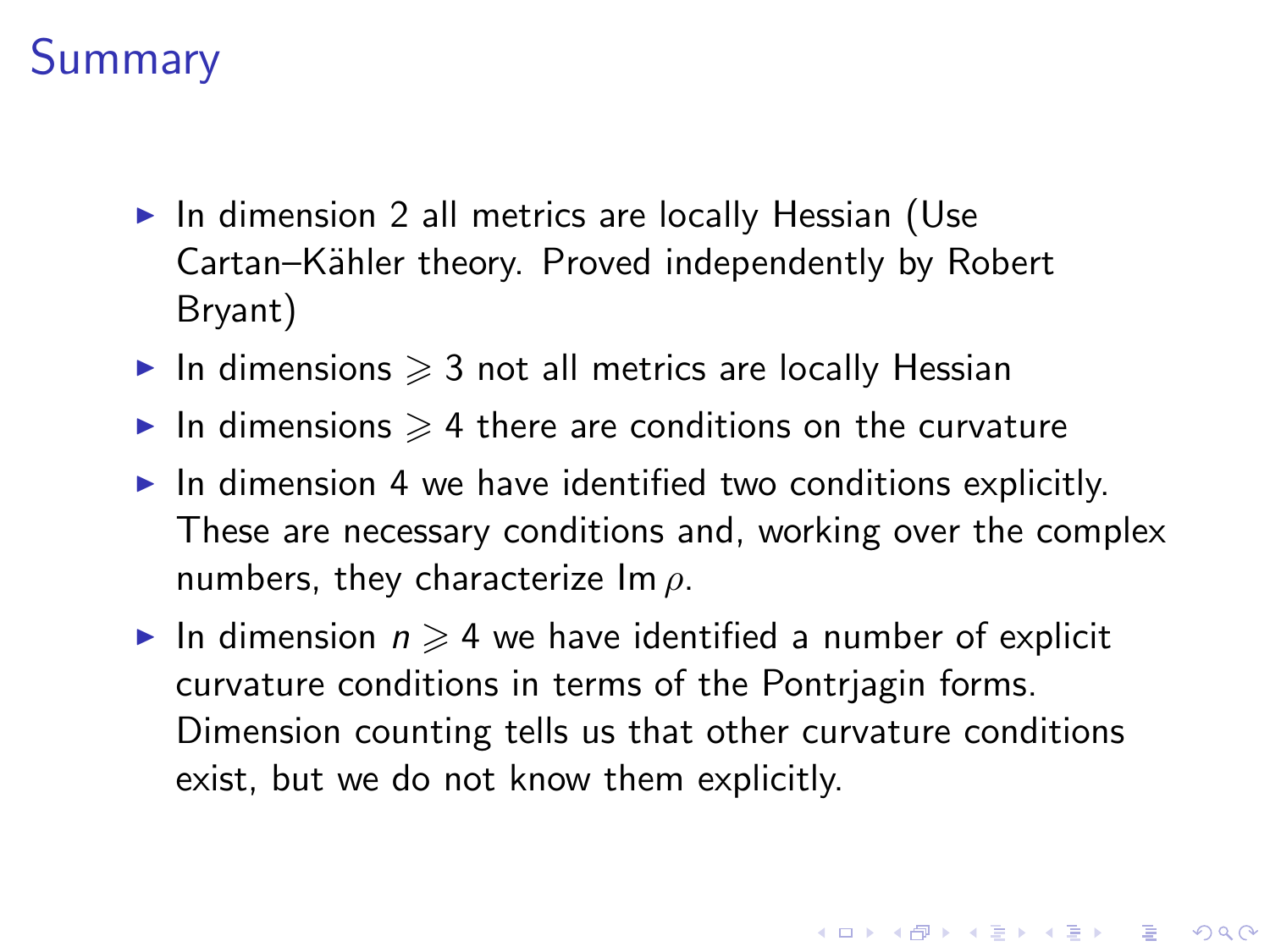# Summary

- In dimension 2 all metrics are locally Hessian (Use Cartan–Kähler theory. Proved independently by Robert Bryant)
- In dimensions $\geqslant 3$ not all metrics are locally Hessian
- In dimensions $\geqslant 4$ there are conditions on the curvature
- In dimension 4 we have identified two conditions explicitly. These are necessary conditions and, working over the complex numbers, they characterize $\operatorname{Im} \rho$.
- In dimension $n \geqslant 4$ we have identified a number of explicit curvature conditions in terms of the Pontrjagin forms. Dimension counting tells us that other curvature conditions exist, but we do not know them explicitly.